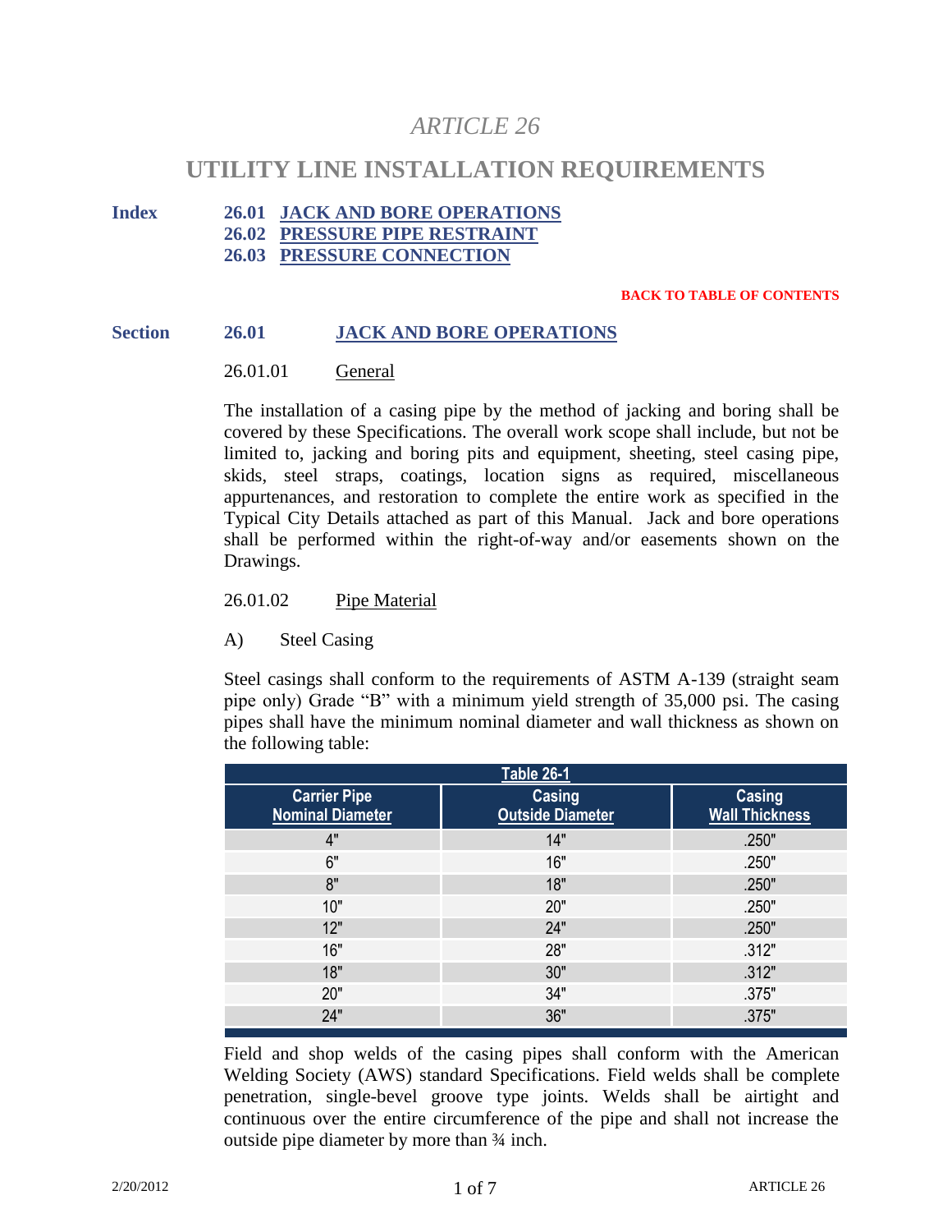# *ARTICLE 26*

# UTILITY LINE INSTALLATION REQUIREMENTS

**Index**

**26.01 JACK AND BORE OPERATIONS**
**26.02 PRESSURE PIPE RESTRAINT**
**26.03 PRESSURE CONNECTION**

**BACK TO TABLE OF CONTENTS**

## Section 26.01 JACK AND BORE OPERATIONS

### 26.01.01 General

The installation of a casing pipe by the method of jacking and boring shall be covered by these Specifications. The overall work scope shall include, but not be limited to, jacking and boring pits and equipment, sheeting, steel casing pipe, skids, steel straps, coatings, location signs as required, miscellaneous appurtenances, and restoration to complete the entire work as specified in the Typical City Details attached as part of this Manual. Jack and bore operations shall be performed within the right-of-way and/or easements shown on the Drawings.

### 26.01.02 Pipe Material

A) Steel Casing

Steel casings shall conform to the requirements of ASTM A-139 (straight seam pipe only) Grade "B" with a minimum yield strength of 35,000 psi. The casing pipes shall have the minimum nominal diameter and wall thickness as shown on the following table:

**Table 26-1**

| Carrier Pipe Nominal Diameter | Casing Outside Diameter | Casing Wall Thickness |
|---|---|---|
| 4" | 14" | .250" |
| 6" | 16" | .250" |
| 8" | 18" | .250" |
| 10" | 20" | .250" |
| 12" | 24" | .250" |
| 16" | 28" | .312" |
| 18" | 30" | .312" |
| 20" | 34" | .375" |
| 24" | 36" | .375" |

Field and shop welds of the casing pipes shall conform with the American Welding Society (AWS) standard Specifications. Field welds shall be complete penetration, single-bevel groove type joints. Welds shall be airtight and continuous over the entire circumference of the pipe and shall not increase the outside pipe diameter by more than ¾ inch.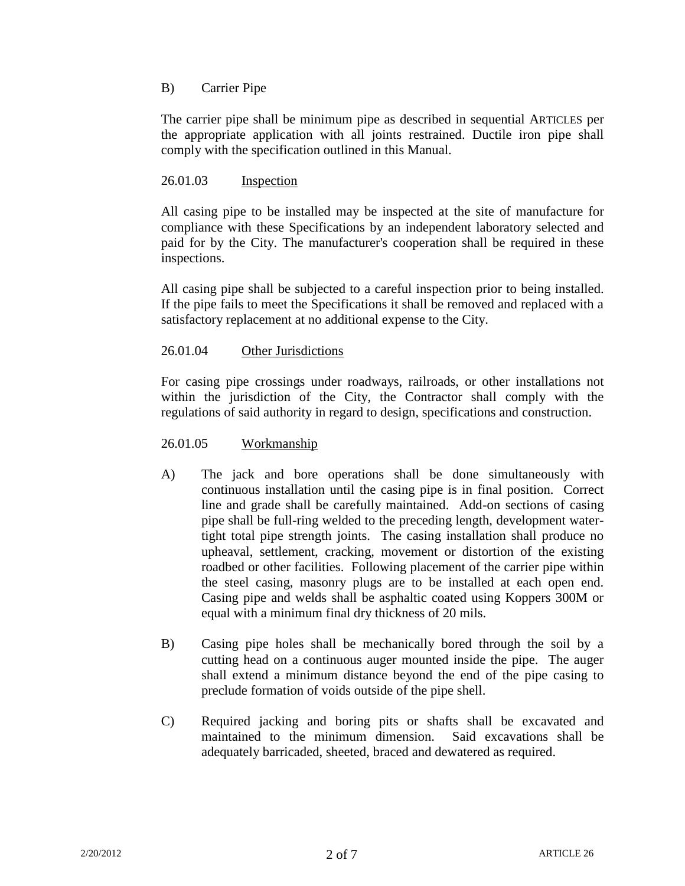B) Carrier Pipe

The carrier pipe shall be minimum pipe as described in sequential ARTICLES per the appropriate application with all joints restrained. Ductile iron pipe shall comply with the specification outlined in this Manual.

26.01.03 Inspection

All casing pipe to be installed may be inspected at the site of manufacture for compliance with these Specifications by an independent laboratory selected and paid for by the City. The manufacturer's cooperation shall be required in these inspections.

All casing pipe shall be subjected to a careful inspection prior to being installed. If the pipe fails to meet the Specifications it shall be removed and replaced with a satisfactory replacement at no additional expense to the City.

26.01.04 Other Jurisdictions

For casing pipe crossings under roadways, railroads, or other installations not within the jurisdiction of the City, the Contractor shall comply with the regulations of said authority in regard to design, specifications and construction.

26.01.05 Workmanship

A) The jack and bore operations shall be done simultaneously with continuous installation until the casing pipe is in final position. Correct line and grade shall be carefully maintained. Add-on sections of casing pipe shall be full-ring welded to the preceding length, development water-tight total pipe strength joints. The casing installation shall produce no upheaval, settlement, cracking, movement or distortion of the existing roadbed or other facilities. Following placement of the carrier pipe within the steel casing, masonry plugs are to be installed at each open end. Casing pipe and welds shall be asphaltic coated using Koppers 300M or equal with a minimum final dry thickness of 20 mils.

B) Casing pipe holes shall be mechanically bored through the soil by a cutting head on a continuous auger mounted inside the pipe. The auger shall extend a minimum distance beyond the end of the pipe casing to preclude formation of voids outside of the pipe shell.

C) Required jacking and boring pits or shafts shall be excavated and maintained to the minimum dimension. Said excavations shall be adequately barricaded, sheeted, braced and dewatered as required.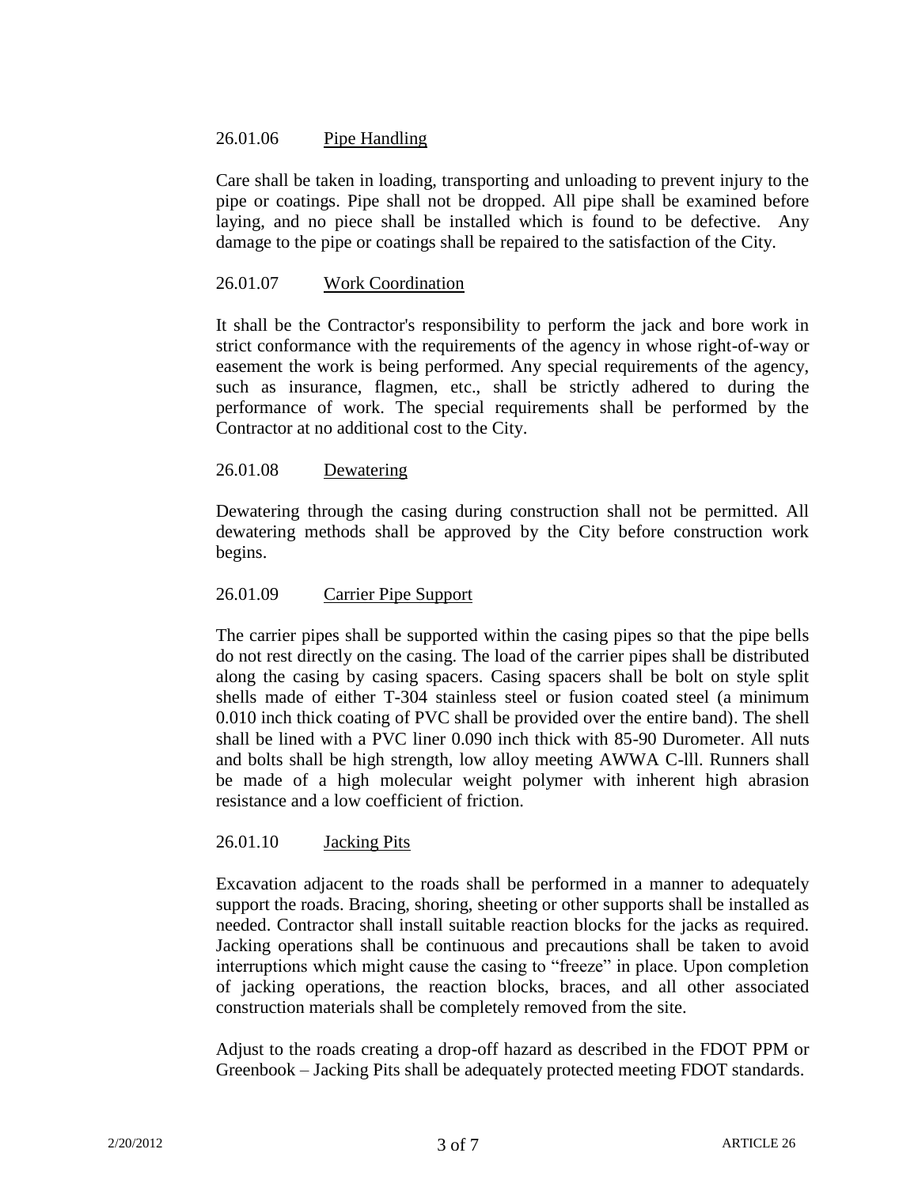### 26.01.06 Pipe Handling

Care shall be taken in loading, transporting and unloading to prevent injury to the pipe or coatings. Pipe shall not be dropped. All pipe shall be examined before laying, and no piece shall be installed which is found to be defective. Any damage to the pipe or coatings shall be repaired to the satisfaction of the City.

### 26.01.07 Work Coordination

It shall be the Contractor's responsibility to perform the jack and bore work in strict conformance with the requirements of the agency in whose right-of-way or easement the work is being performed. Any special requirements of the agency, such as insurance, flagmen, etc., shall be strictly adhered to during the performance of work. The special requirements shall be performed by the Contractor at no additional cost to the City.

### 26.01.08 Dewatering

Dewatering through the casing during construction shall not be permitted. All dewatering methods shall be approved by the City before construction work begins.

### 26.01.09 Carrier Pipe Support

The carrier pipes shall be supported within the casing pipes so that the pipe bells do not rest directly on the casing. The load of the carrier pipes shall be distributed along the casing by casing spacers. Casing spacers shall be bolt on style split shells made of either T-304 stainless steel or fusion coated steel (a minimum 0.010 inch thick coating of PVC shall be provided over the entire band). The shell shall be lined with a PVC liner 0.090 inch thick with 85-90 Durometer. All nuts and bolts shall be high strength, low alloy meeting AWWA C-lll. Runners shall be made of a high molecular weight polymer with inherent high abrasion resistance and a low coefficient of friction.

### 26.01.10 Jacking Pits

Excavation adjacent to the roads shall be performed in a manner to adequately support the roads. Bracing, shoring, sheeting or other supports shall be installed as needed. Contractor shall install suitable reaction blocks for the jacks as required. Jacking operations shall be continuous and precautions shall be taken to avoid interruptions which might cause the casing to "freeze" in place. Upon completion of jacking operations, the reaction blocks, braces, and all other associated construction materials shall be completely removed from the site.

Adjust to the roads creating a drop-off hazard as described in the FDOT PPM or Greenbook – Jacking Pits shall be adequately protected meeting FDOT standards.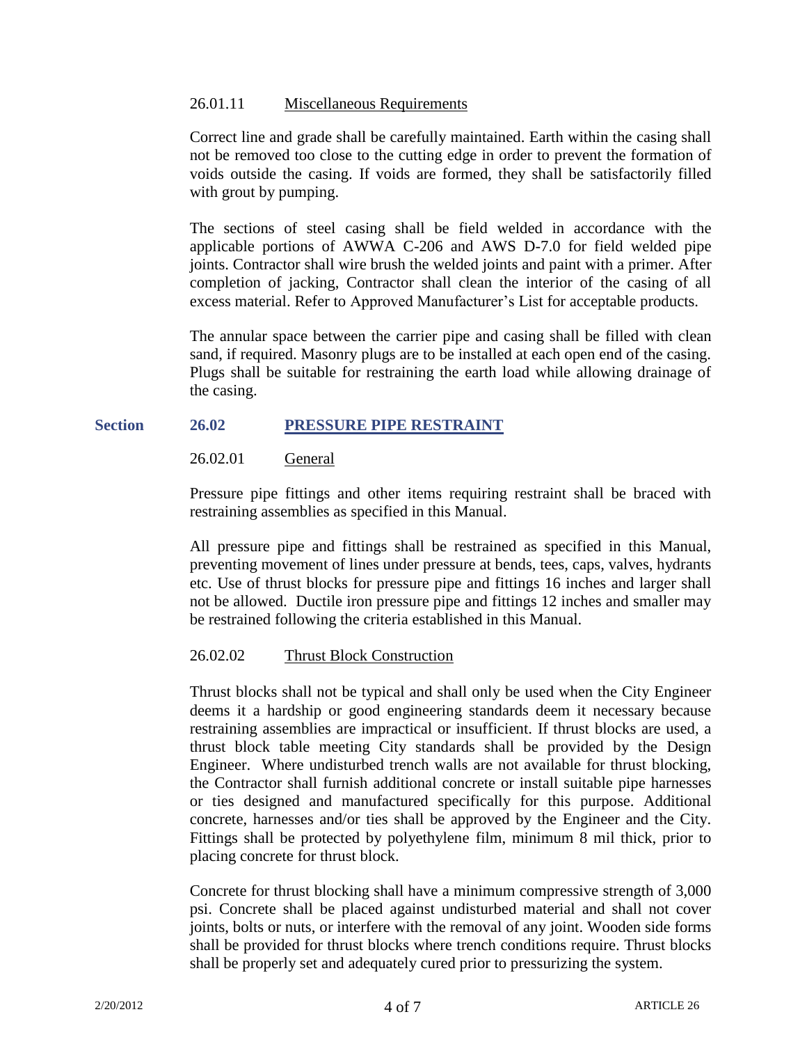### 26.01.11 Miscellaneous Requirements

Correct line and grade shall be carefully maintained. Earth within the casing shall not be removed too close to the cutting edge in order to prevent the formation of voids outside the casing. If voids are formed, they shall be satisfactorily filled with grout by pumping.

The sections of steel casing shall be field welded in accordance with the applicable portions of AWWA C-206 and AWS D-7.0 for field welded pipe joints. Contractor shall wire brush the welded joints and paint with a primer. After completion of jacking, Contractor shall clean the interior of the casing of all excess material. Refer to Approved Manufacturer's List for acceptable products.

The annular space between the carrier pipe and casing shall be filled with clean sand, if required. Masonry plugs are to be installed at each open end of the casing. Plugs shall be suitable for restraining the earth load while allowing drainage of the casing.

## Section 26.02 PRESSURE PIPE RESTRAINT

### 26.02.01 General

Pressure pipe fittings and other items requiring restraint shall be braced with restraining assemblies as specified in this Manual.

All pressure pipe and fittings shall be restrained as specified in this Manual, preventing movement of lines under pressure at bends, tees, caps, valves, hydrants etc. Use of thrust blocks for pressure pipe and fittings 16 inches and larger shall not be allowed. Ductile iron pressure pipe and fittings 12 inches and smaller may be restrained following the criteria established in this Manual.

### 26.02.02 Thrust Block Construction

Thrust blocks shall not be typical and shall only be used when the City Engineer deems it a hardship or good engineering standards deem it necessary because restraining assemblies are impractical or insufficient. If thrust blocks are used, a thrust block table meeting City standards shall be provided by the Design Engineer. Where undisturbed trench walls are not available for thrust blocking, the Contractor shall furnish additional concrete or install suitable pipe harnesses or ties designed and manufactured specifically for this purpose. Additional concrete, harnesses and/or ties shall be approved by the Engineer and the City. Fittings shall be protected by polyethylene film, minimum 8 mil thick, prior to placing concrete for thrust block.

Concrete for thrust blocking shall have a minimum compressive strength of 3,000 psi. Concrete shall be placed against undisturbed material and shall not cover joints, bolts or nuts, or interfere with the removal of any joint. Wooden side forms shall be provided for thrust blocks where trench conditions require. Thrust blocks shall be properly set and adequately cured prior to pressurizing the system.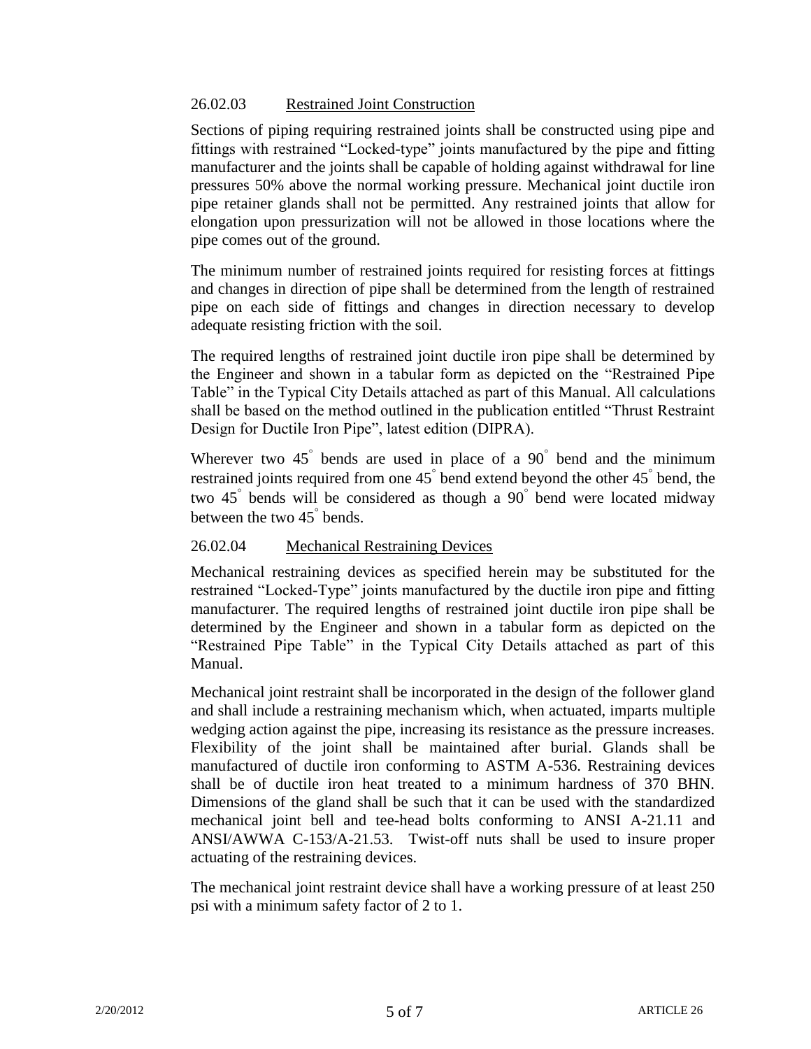### 26.02.03 Restrained Joint Construction

Sections of piping requiring restrained joints shall be constructed using pipe and fittings with restrained "Locked-type" joints manufactured by the pipe and fitting manufacturer and the joints shall be capable of holding against withdrawal for line pressures 50% above the normal working pressure. Mechanical joint ductile iron pipe retainer glands shall not be permitted. Any restrained joints that allow for elongation upon pressurization will not be allowed in those locations where the pipe comes out of the ground.

The minimum number of restrained joints required for resisting forces at fittings and changes in direction of pipe shall be determined from the length of restrained pipe on each side of fittings and changes in direction necessary to develop adequate resisting friction with the soil.

The required lengths of restrained joint ductile iron pipe shall be determined by the Engineer and shown in a tabular form as depicted on the "Restrained Pipe Table" in the Typical City Details attached as part of this Manual. All calculations shall be based on the method outlined in the publication entitled "Thrust Restraint Design for Ductile Iron Pipe", latest edition (DIPRA).

Wherever two 45° bends are used in place of a 90° bend and the minimum restrained joints required from one 45° bend extend beyond the other 45° bend, the two 45° bends will be considered as though a 90° bend were located midway between the two 45° bends.

### 26.02.04 Mechanical Restraining Devices

Mechanical restraining devices as specified herein may be substituted for the restrained "Locked-Type" joints manufactured by the ductile iron pipe and fitting manufacturer. The required lengths of restrained joint ductile iron pipe shall be determined by the Engineer and shown in a tabular form as depicted on the "Restrained Pipe Table" in the Typical City Details attached as part of this Manual.

Mechanical joint restraint shall be incorporated in the design of the follower gland and shall include a restraining mechanism which, when actuated, imparts multiple wedging action against the pipe, increasing its resistance as the pressure increases. Flexibility of the joint shall be maintained after burial. Glands shall be manufactured of ductile iron conforming to ASTM A-536. Restraining devices shall be of ductile iron heat treated to a minimum hardness of 370 BHN. Dimensions of the gland shall be such that it can be used with the standardized mechanical joint bell and tee-head bolts conforming to ANSI A-21.11 and ANSI/AWWA C-153/A-21.53. Twist-off nuts shall be used to insure proper actuating of the restraining devices.

The mechanical joint restraint device shall have a working pressure of at least 250 psi with a minimum safety factor of 2 to 1.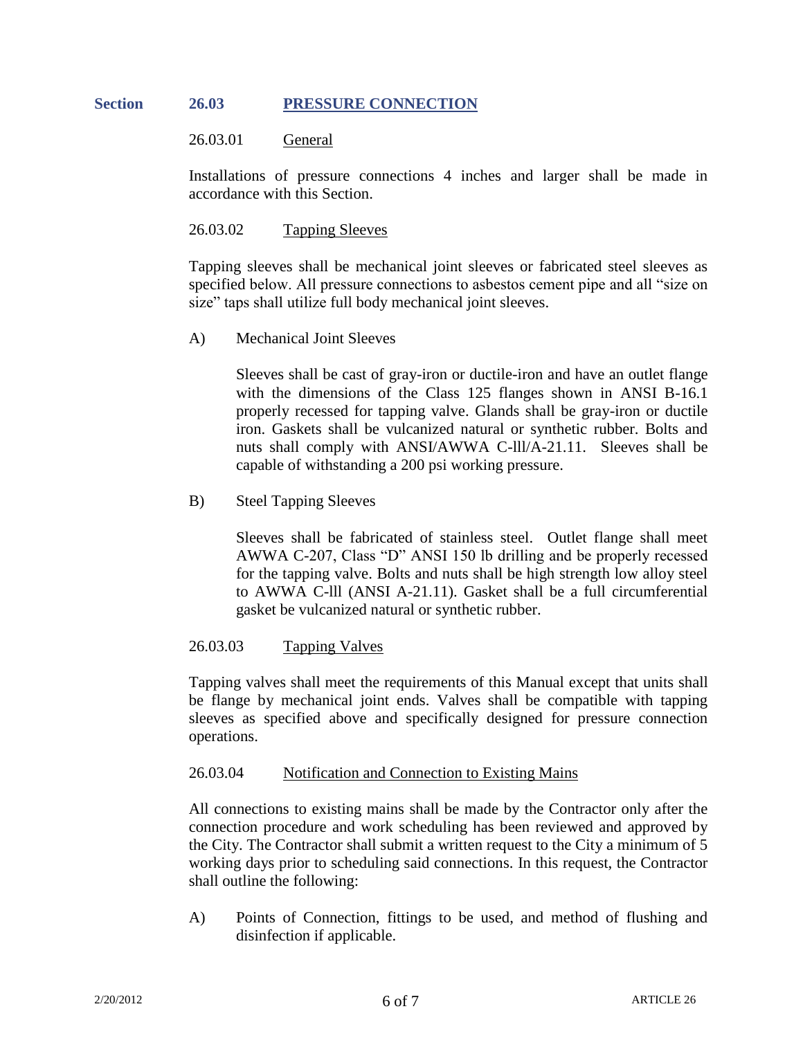## Section 26.03 PRESSURE CONNECTION

### 26.03.01 General

Installations of pressure connections 4 inches and larger shall be made in accordance with this Section.

### 26.03.02 Tapping Sleeves

Tapping sleeves shall be mechanical joint sleeves or fabricated steel sleeves as specified below. All pressure connections to asbestos cement pipe and all "size on size" taps shall utilize full body mechanical joint sleeves.

A) Mechanical Joint Sleeves

Sleeves shall be cast of gray-iron or ductile-iron and have an outlet flange with the dimensions of the Class 125 flanges shown in ANSI B-16.1 properly recessed for tapping valve. Glands shall be gray-iron or ductile iron. Gaskets shall be vulcanized natural or synthetic rubber. Bolts and nuts shall comply with ANSI/AWWA C-lll/A-21.11. Sleeves shall be capable of withstanding a 200 psi working pressure.

B) Steel Tapping Sleeves

Sleeves shall be fabricated of stainless steel. Outlet flange shall meet AWWA C-207, Class "D" ANSI 150 lb drilling and be properly recessed for the tapping valve. Bolts and nuts shall be high strength low alloy steel to AWWA C-lll (ANSI A-21.11). Gasket shall be a full circumferential gasket be vulcanized natural or synthetic rubber.

### 26.03.03 Tapping Valves

Tapping valves shall meet the requirements of this Manual except that units shall be flange by mechanical joint ends. Valves shall be compatible with tapping sleeves as specified above and specifically designed for pressure connection operations.

### 26.03.04 Notification and Connection to Existing Mains

All connections to existing mains shall be made by the Contractor only after the connection procedure and work scheduling has been reviewed and approved by the City. The Contractor shall submit a written request to the City a minimum of 5 working days prior to scheduling said connections. In this request, the Contractor shall outline the following:

A) Points of Connection, fittings to be used, and method of flushing and disinfection if applicable.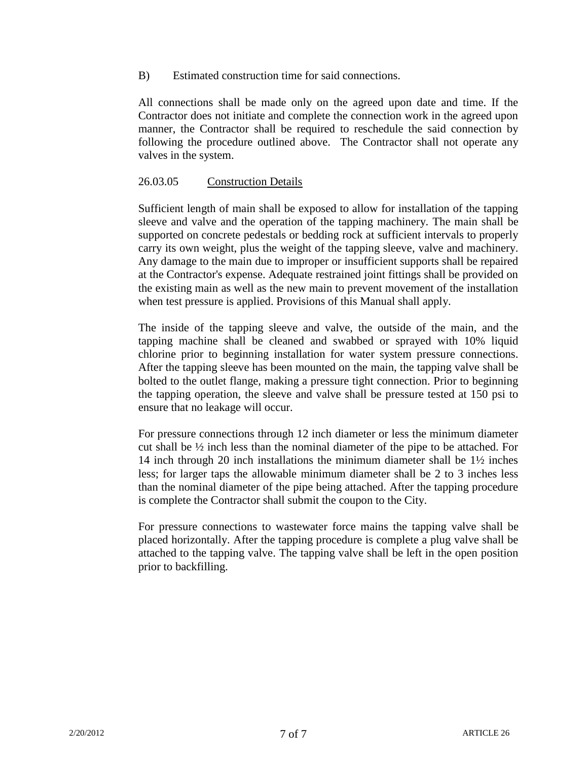B) Estimated construction time for said connections.

All connections shall be made only on the agreed upon date and time. If the Contractor does not initiate and complete the connection work in the agreed upon manner, the Contractor shall be required to reschedule the said connection by following the procedure outlined above. The Contractor shall not operate any valves in the system.

### 26.03.05 Construction Details

Sufficient length of main shall be exposed to allow for installation of the tapping sleeve and valve and the operation of the tapping machinery. The main shall be supported on concrete pedestals or bedding rock at sufficient intervals to properly carry its own weight, plus the weight of the tapping sleeve, valve and machinery. Any damage to the main due to improper or insufficient supports shall be repaired at the Contractor's expense. Adequate restrained joint fittings shall be provided on the existing main as well as the new main to prevent movement of the installation when test pressure is applied. Provisions of this Manual shall apply.

The inside of the tapping sleeve and valve, the outside of the main, and the tapping machine shall be cleaned and swabbed or sprayed with 10% liquid chlorine prior to beginning installation for water system pressure connections. After the tapping sleeve has been mounted on the main, the tapping valve shall be bolted to the outlet flange, making a pressure tight connection. Prior to beginning the tapping operation, the sleeve and valve shall be pressure tested at 150 psi to ensure that no leakage will occur.

For pressure connections through 12 inch diameter or less the minimum diameter cut shall be ½ inch less than the nominal diameter of the pipe to be attached. For 14 inch through 20 inch installations the minimum diameter shall be 1½ inches less; for larger taps the allowable minimum diameter shall be 2 to 3 inches less than the nominal diameter of the pipe being attached. After the tapping procedure is complete the Contractor shall submit the coupon to the City.

For pressure connections to wastewater force mains the tapping valve shall be placed horizontally. After the tapping procedure is complete a plug valve shall be attached to the tapping valve. The tapping valve shall be left in the open position prior to backfilling.